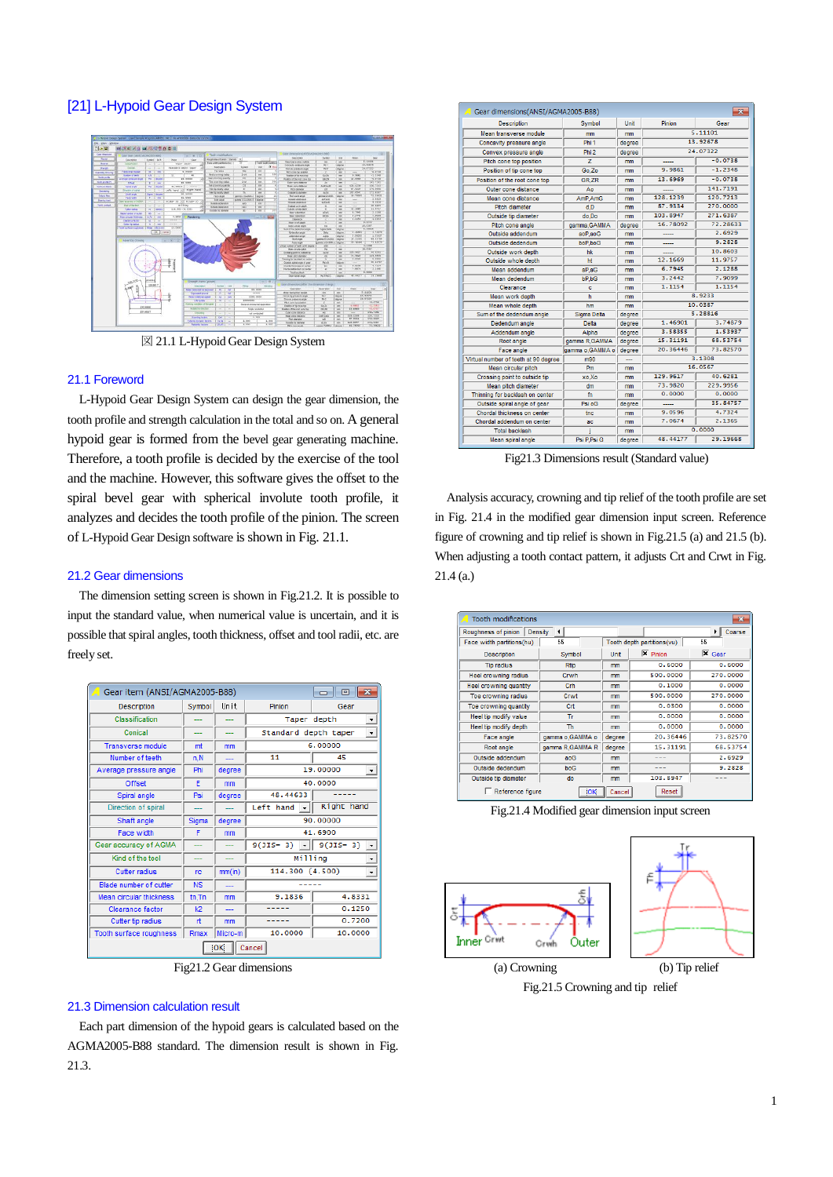## [21] L-Hypoid Gear Design System

図 21.1 L-Hypoid Gear Design System

### 21.1 Foreword

L-Hypoid Gear Design System can design the gear dimension, the tooth profile and strength calculation in the total and so on. A general hypoid gear is formed from the bevel gear generating machine. Therefore, a tooth profile is decided by the exercise of the tool and the machine. However, this software gives the offset to the spiral bevel gear with spherical involute tooth profile, it analyzes and decides the tooth profile of the pinion. The screen of L-Hypoid Gear Design software is shown in Fig. 21.1.

### 21.2 Gear dimensions

The dimension setting screen is shown in Fig.21.2. It is possible to input the standard value, when numerical value is uncertain, and it is possible that spiral angles, tooth thickness, offset and tool radii, etc. are freely set.

Gear item (ANSI/AGMA2005-B88)

| Description | Symbol | Unit | Pinion | Gear |
|---|---|---|---|---|
| Classification | --- | --- | Taper depth | |
| Conical | --- | --- | Standard depth taper | |
| Transverse module | mt | mm | 6.00000 | |
| Number of teeth | n,N | --- | 11 | 45 |
| Average pressure angle | Phi | degree | 19.00000 | |
| Offset | E | mm | 40.0000 | |
| Spiral angle | Psi | degree | 48.44633 | ----- |
| Direction of spiral | --- | --- | Left hand | Right hand |
| Shaft angle | Sigma | degree | 90.00000 | |
| Face width | F | mm | 41.6900 | |
| Gear accuracy of AGMA | --- | --- | 9(JIS- 3) | 9(JIS- 3) |
| Kind of the tool | --- | --- | Milling | |
| Cutter radius | rc | mm(in) | 114.300 (4.500) | |
| Blade number of cutter | NS | --- | ----- | |
| Mean circular thickness | tn,Tn | mm | 9.1836 | 4.8331 |
| Clearance factor | k2 | --- | ----- | 0.1250 |
| Cutter tip radius | rt | mm | ----- | 0.7200 |
| Tooth surface roughness | Rmax | Micro-m | 10.0000 | 10.0000 |

Fig21.2 Gear dimensions

### 21.3 Dimension calculation result

Each part dimension of the hypoid gears is calculated based on the AGMA2005-B88 standard. The dimension result is shown in Fig. 21.3.

Gear dimensions(ANSI/AGMA2005-B88)

| Description | Symbol | Unit | Pinion | Gear |
|---|---|---|---|---|
| Mean transverse module | mm | mm | 5.11101 | |
| Concavity pressure angle | Phi 1 | degree | 13.92678 | |
| Convex pressure angle | Phi 2 | degree | 24.07322 | |
| Pitch cone top position | Z | mm | ----- | -0.0738 |
| Position of tip cone top | Go,Zo | mm | 9.9861 | -1.2348 |
| Position of the root cone top | GR,ZR | mm | 13.6969 | -0.0738 |
| Outer cone distance | Ao | mm | ----- | 141.7191 |
| Mean cone distance | AmP,AmG | mm | 128.1239 | 120.7213 |
| Pitch diameter | d,D | mm | 87.9534 | 270.0000 |
| Outside tip diameter | do,Do | mm | 103.8947 | 271.6387 |
| Pitch cone angle | gamma,GAMMA | degree | 16.78092 | 72.28633 |
| Outside addendum | aoP,aoG | mm | ----- | 2.6929 |
| Outside dedendum | boP,boG | mm | ----- | 9.2828 |
| Outside work depth | hk | mm | ----- | 10.8603 |
| Outside whole depth | ht | mm | 12.1669 | 11.9757 |
| Mean addendum | aP,aG | mm | 6.7945 | 2.1288 |
| Mean dedendum | bP,bG | mm | 3.2442 | 7.9099 |
| Clearance | c | mm | 1.1154 | 1.1154 |
| Mean work depth | h | mm | 8.9233 | |
| Mean whole depth | hm | mm | 10.0387 | |
| Sum of the dedendum angle | Sigma Delta | degree | 5.28816 | |
| Dedendum angle | Delta | degree | 1.46901 | 3.74879 |
| Addendum angle | Alpha | degree | 3.83855 | 1.53937 |
| Root angle | gamma R,GAMMA | degree | 15.31191 | 68.53754 |
| Face angle | gamma o,GAMMA o | degree | 20.36446 | 73.82570 |
| Virtual number of teeth at 90 degree | m90 | --- | 3.3308 | |
| Mean circular pitch | Pm | mm | 16.0567 | |
| Crossing point to outside tip | xo,Xo | mm | 129.9617 | 40.6281 |
| Mean pitch diameter | dm | mm | 73.9820 | 229.9956 |
| Thinning for backlash on center | fn | mm | 0.0000 | 0.0000 |
| Outside spiral angle of gear | Psi oG | degree | ----- | 35.84757 |
| Chordal thickness on center | tnc | mm | 9.0596 | 4.7324 |
| Chordal addendum on center | ac | mm | 7.0674 | 2.1365 |
| Total backlash | j | mm | 0.0000 | |
| Mean spiral angle | Psi P,Psi G | degree | 48.44177 | 29.19668 |

Fig21.3 Dimensions result (Standard value)

Analysis accuracy, crowning and tip relief of the tooth profile are set in Fig. 21.4 in the modified gear dimension input screen. Reference figure of crowning and tip relief is shown in Fig.21.5 (a) and 21.5 (b). When adjusting a tooth contact pattern, it adjusts Crt and Crwt in Fig. 21.4 (a).

Tooth modifications

Roughness of pinion: Density / Coarse; Face width partitions(hu): 55; Tooth depth partitions(vu): 55

| Description | Symbol | Unit | Pinion | Gear |
|---|---|---|---|---|
| Tip radius | Rtp | mm | 0.6000 | 0.6000 |
| Heel crowning radius | Crwh | mm | 500.0000 | 270.0000 |
| Heel crowning quantity | Crh | mm | 0.1000 | 0.0000 |
| Toe crowning radius | Crwt | mm | 500.0000 | 270.0000 |
| Toe crowning quantity | Crt | mm | 0.0300 | 0.0000 |
| Heel tip modify value | Tr | mm | 0.0000 | 0.0000 |
| Heel tip modify depth | Th | mm | 0.0000 | 0.0000 |
| Face angle | gamma o,GAMMA o | degree | 20.36446 | 73.82570 |
| Root angle | gamma R,GAMMA R | degree | 15.31191 | 68.53754 |
| Outside addendum | aoG | mm | ----- | 2.6929 |
| Outside dedendum | boG | mm | ----- | 9.2828 |
| Outside tip diameter | do | mm | 103.8947 | ----- |

Fig.21.4 Modified gear dimension input screen

(a) Crowning (b) Tip relief

Fig.21.5 Crowning and tip relief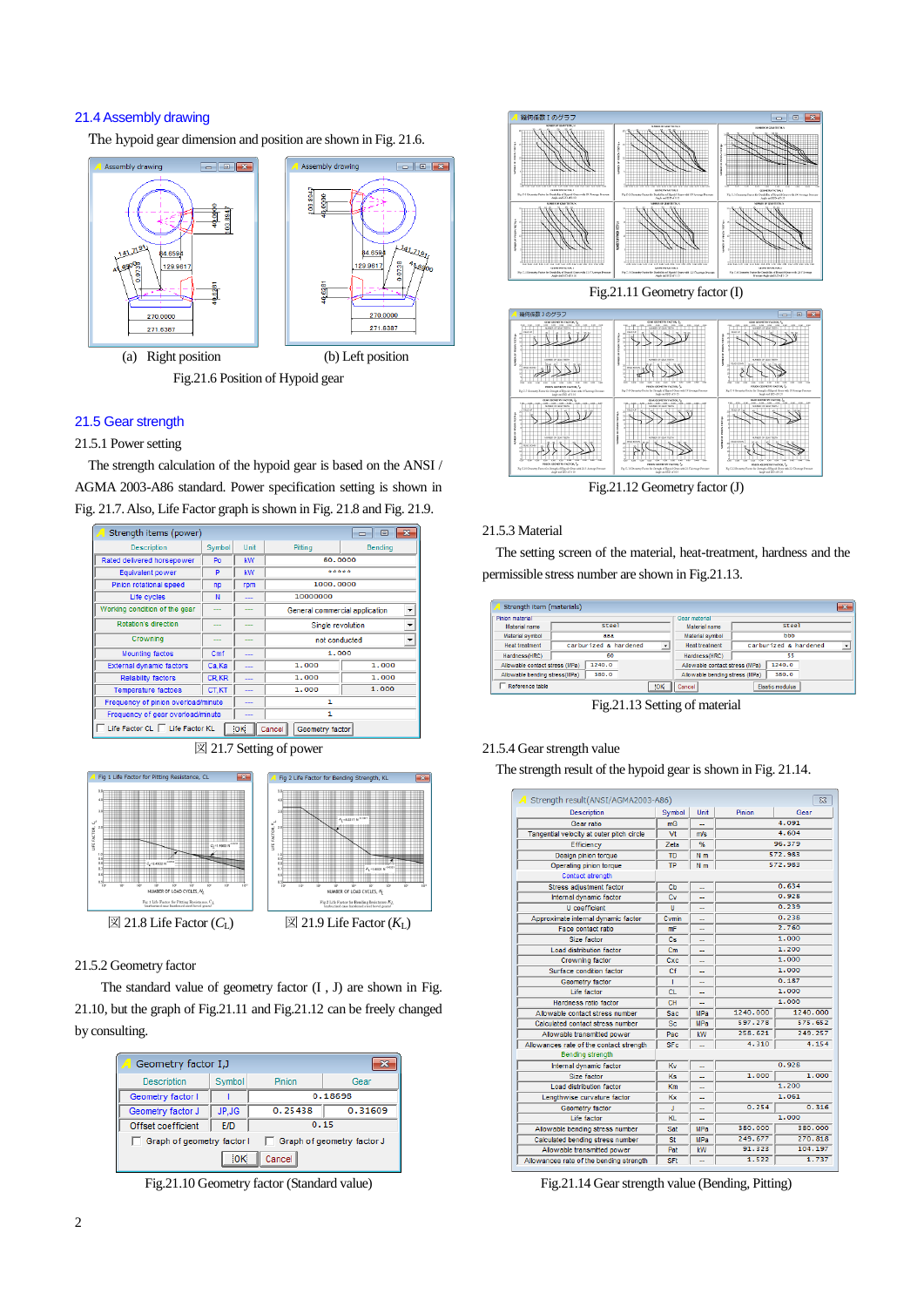## 21.4 Assembly drawing

The hypoid gear dimension and position are shown in Fig. 21.6.

(a) Right position (b) Left position

Fig.21.6 Position of Hypoid gear

## 21.5 Gear strength

21.5.1 Power setting

The strength calculation of the hypoid gear is based on the ANSI / AGMA 2003-A86 standard. Power specification setting is shown in Fig. 21.7. Also, Life Factor graph is shown in Fig. 21.8 and Fig. 21.9.

| Description | Symbol | Unit | Pitting | Bending |
|---|---|---|---|---|
| Rated delivered horsepower | Po | kW | 60.0000 | |
| Equivalent power | P | kW | \*\*\*\*\* | |
| Pinion rotational speed | np | rpm | 1000.0000 | |
| Life cycles | N | --- | 10000000 | |
| Working condition of the gear | --- | --- | General commercial application | |
| Rotation's direction | --- | --- | Single revolution | |
| Crowning | --- | --- | not conducted | |
| Mounting factor | Cmf | --- | 1.000 | |
| External dynamic factors | Ca,Ka | --- | 1.000 | 1.000 |
| Reliability factors | CR,KR | --- | 1.000 | 1.000 |
| Temperature factors | CT,KT | --- | 1.000 | 1.000 |
| Frequency of pinion overload/minute | --- | --- | 1 | |
| Frequency of gear overload/minute | --- | --- | 1 | |

図 21.7 Setting of power

図 21.8 Life Factor ($C_L$) 図 21.9 Life Factor ($K_L$)

21.5.2 Geometry factor

The standard value of geometry factor (I , J) are shown in Fig. 21.10, but the graph of Fig.21.11 and Fig.21.12 can be freely changed by consulting.

| Description | Symbol | Pinion | Gear |
|---|---|---|---|
| Geometry factor I | I | 0.18698 | |
| Geometry factor J | JP,JG | 0.25438 | 0.31609 |
| Offset coefficient | E/D | 0.15 | |

Fig.21.10 Geometry factor (Standard value)

Fig.21.11 Geometry factor (I)

Fig.21.12 Geometry factor (J)

21.5.3 Material

The setting screen of the material, heat-treatment, hardness and the permissible stress number are shown in Fig.21.13.

| | Pinion material | Gear material |
|---|---|---|
| Material name | steel | steel |
| Material symbol | aaa | bbb |
| Heat treatment | carburized & hardened | carburized & hardened |
| Hardness(HRC) | 60 | 55 |
| Allowable contact stress (MPa) | 1240.0 | 1240.0 |
| Allowable bending stress(MPa) | 380.0 | 380.0 |

Fig.21.13 Setting of material

21.5.4 Gear strength value

The strength result of the hypoid gear is shown in Fig. 21.14.

| Description | Symbol | Unit | Pinion | Gear |
|---|---|---|---|---|
| Gear ratio | mG | --- | 4.091 | |
| Tangential velocity at outer pitch circle | Vt | m/s | 4.604 | |
| Efficiency | Zeta | % | 96.379 | |
| Design pinion torque | TD | N m | 572.983 | |
| Operating pinion torque | TP | N m | 572.983 | |
| Contact strength | | | | |
| Stress adjustment factor | Cb | --- | 0.634 | |
| Internal dynamic factor | Cv | --- | 0.928 | |
| U coefficient | U | --- | 0.239 | |
| Approximate internal dynamic factor | Cvmin | --- | 0.238 | |
| Face contact ratio | mF | --- | 2.760 | |
| Size factor | Cs | --- | 1.000 | |
| Load distribution factor | Cm | --- | 1.200 | |
| Crowning factor | Cxc | --- | 1.200 | |
| Surface condition factor | Cf | --- | 1.000 | |
| Geometry factor | I | --- | 0.187 | |
| Life factor | CL | --- | 1.000 | |
| Hardness ratio factor | CH | --- | 1.000 | |
| Allowable contact stress number | Sac | MPa | 1240.000 | 1240.000 |
| Calculated contact stress number | Sc | MPa | 597.278 | 575.652 |
| Allowable transmitted power | Pac | kW | 258.621 | 249.257 |
| Allowances rate of the contact strength | SFc | --- | 4.310 | 4.154 |
| Bending strength | | | | |
| Internal dynamic factor | Kv | --- | 0.928 | |
| Size factor | Ks | --- | 1.000 | 1.000 |
| Load distribution factor | Km | --- | 1.200 | |
| Lengthwise curvature factor | Kx | --- | 1.061 | |
| Geometry factor | J | --- | 0.254 | 0.316 |
| Life factor | KL | --- | 1.000 | |
| Allowable bending stress number | Sat | MPa | 380.000 | 380.000 |
| Calculated bending stress number | St | MPa | 249.677 | 270.818 |
| Allowable transmitted power | Pat | kW | 91.323 | 104.197 |
| Allowances rate of the bending strength | SFt | --- | 1.522 | 1.737 |

Fig.21.14 Gear strength value (Bending, Pitting)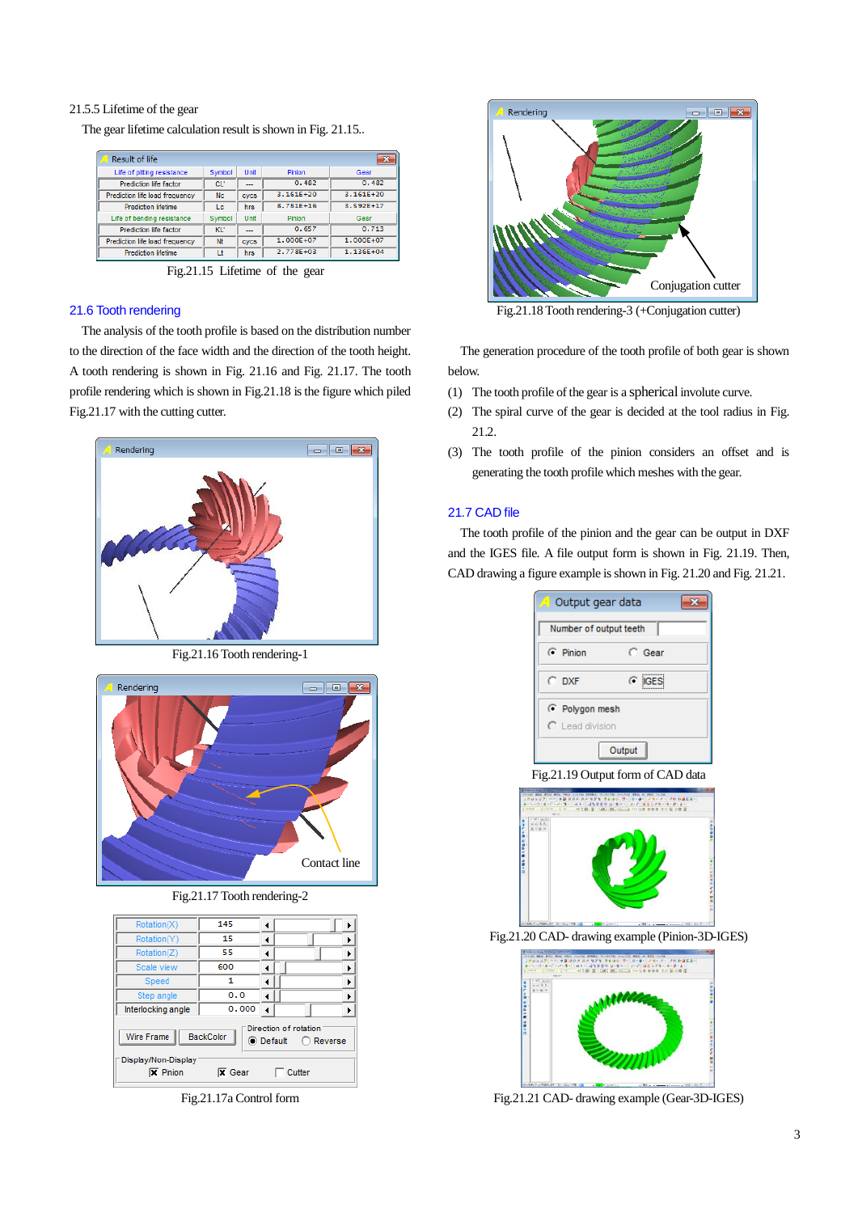21.5.5 Lifetime of the gear

The gear lifetime calculation result is shown in Fig. 21.15..

| Life of pitting resistance | Symbol | Unit | Pinion | Gear |
|---|---|---|---|---|
| Prediction life factor | CL' | --- | 0.482 | 0.482 |
| Prediction life load frequency | Nc | cycs | 3.161E+20 | 3.161E+20 |
| Prediction lifetime | Lc | hrs | 8.781E+16 | 3.592E+17 |
| Life of bending resistance | Symbol | Unit | Pinion | Gear |
| Prediction life factor | KL' | --- | 0.657 | 0.713 |
| Prediction life load frequency | Nt | cycs | 1.000E+07 | 1.000E+07 |
| Prediction lifetime | Lt | hrs | 2.778E+03 | 1.136E+04 |

Fig.21.15 Lifetime of the gear

## 21.6 Tooth rendering

The analysis of the tooth profile is based on the distribution number to the direction of the face width and the direction of the tooth height. A tooth rendering is shown in Fig. 21.16 and Fig. 21.17. The tooth profile rendering which is shown in Fig.21.18 is the figure which piled Fig.21.17 with the cutting cutter.

Fig.21.16 Tooth rendering-1

Fig.21.17 Tooth rendering-2

Fig.21.17a Control form

Fig.21.18 Tooth rendering-3 (+Conjugation cutter)

The generation procedure of the tooth profile of both gear is shown below.

(1) The tooth profile of the gear is a spherical involute curve.

(2) The spiral curve of the gear is decided at the tool radius in Fig. 21.2.

(3) The tooth profile of the pinion considers an offset and is generating the tooth profile which meshes with the gear.

## 21.7 CAD file

The tooth profile of the pinion and the gear can be output in DXF and the IGES file. A file output form is shown in Fig. 21.19. Then, CAD drawing a figure example is shown in Fig. 21.20 and Fig. 21.21.

Fig.21.19 Output form of CAD data

Fig.21.20 CAD- drawing example (Pinion-3D-IGES)

Fig.21.21 CAD- drawing example (Gear-3D-IGES)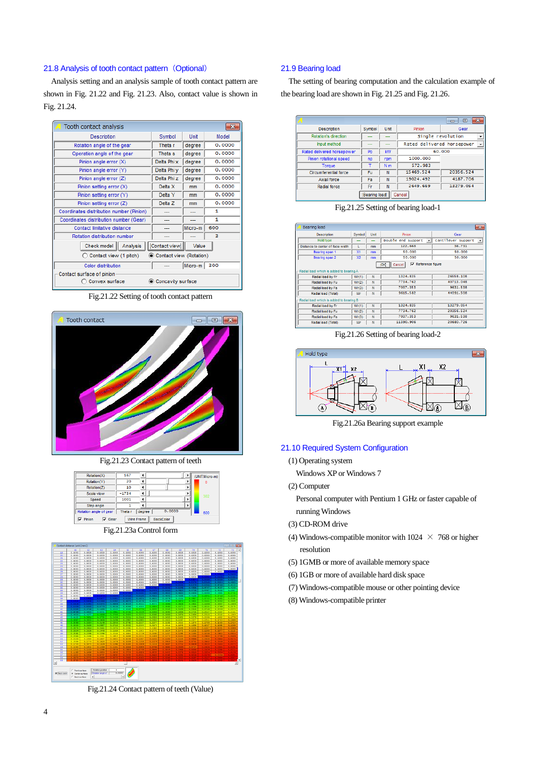## 21.8 Analysis of tooth contact pattern（Optional）

Analysis setting and an analysis sample of tooth contact pattern are shown in Fig. 21.22 and Fig. 21.23. Also, contact value is shown in Fig. 21.24.

Fig.21.22 Setting of tooth contact pattern

Fig.21.23 Contact pattern of teeth

Fig.21.23a Control form

Fig.21.24 Contact pattern of teeth (Value)

## 21.9 Bearing load

The setting of bearing computation and the calculation example of the bearing load are shown in Fig. 21.25 and Fig. 21.26.

Fig.21.25 Setting of bearing load-1

Fig.21.26 Setting of bearing load-2

Fig.21.26a Bearing support example

## 21.10 Required System Configuration

(1) Operating system

Windows XP or Windows 7

(2) Computer

Personal computer with Pentium 1 GHz or faster capable of running Windows

(3) CD-ROM drive

(4) Windows-compatible monitor with 1024 × 768 or higher resolution

(5) 1GMB or more of available memory space

(6) 1GB or more of available hard disk space

(7) Windows-compatible mouse or other pointing device

(8) Windows-compatible printer